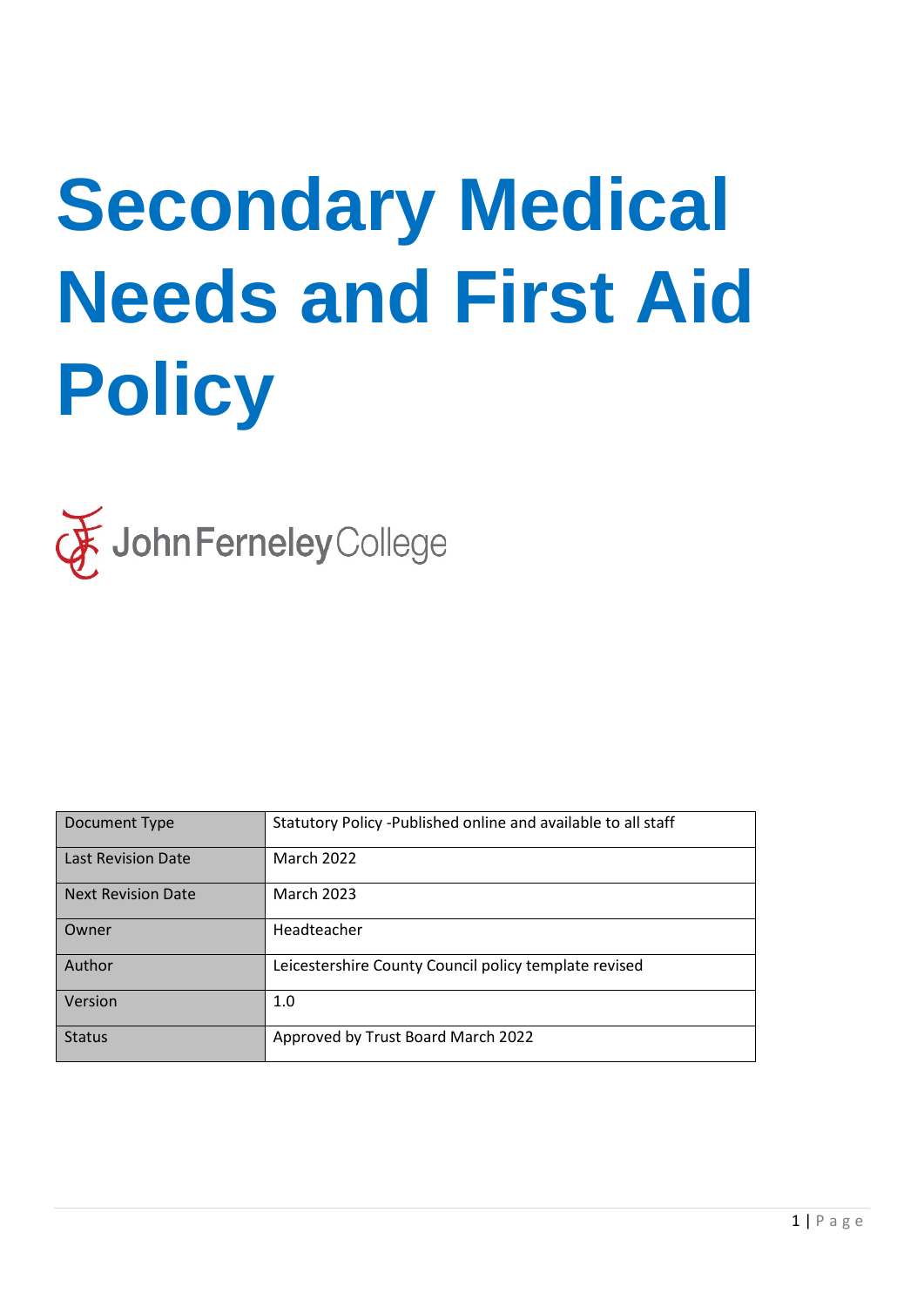# Secondary Medical Needs and First Aid Policy

John Ferneley College

| Document Type | Statutory Policy -Published online and available to all staff |
|---|---|
| Last Revision Date | March 2022 |
| Next Revision Date | March 2023 |
| Owner | Headteacher |
| Author | Leicestershire County Council policy template revised |
| Version | 1.0 |
| Status | Approved by Trust Board March 2022 |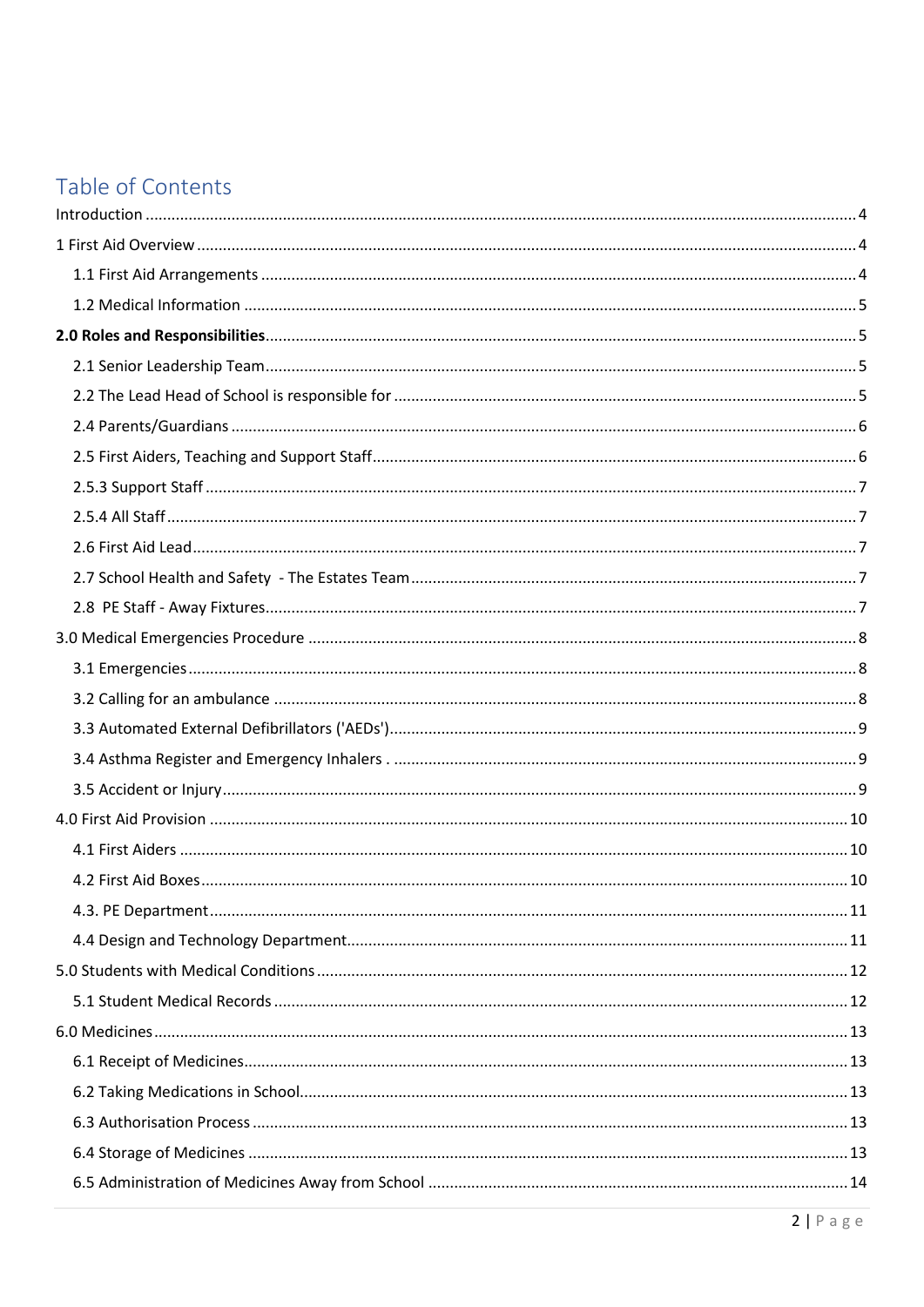# Table of Contents

Introduction ..... 4

1 First Aid Overview ..... 4

- 1.1 First Aid Arrangements ..... 4
- 1.2 Medical Information ..... 5

**2.0 Roles and Responsibilities** ..... 5

- 2.1 Senior Leadership Team ..... 5
- 2.2 The Lead Head of School is responsible for ..... 5
- 2.4 Parents/Guardians ..... 6
- 2.5 First Aiders, Teaching and Support Staff ..... 6
- 2.5.3 Support Staff ..... 7
- 2.5.4 All Staff ..... 7
- 2.6 First Aid Lead ..... 7
- 2.7 School Health and Safety - The Estates Team ..... 7
- 2.8 PE Staff - Away Fixtures ..... 7

3.0 Medical Emergencies Procedure ..... 8

- 3.1 Emergencies ..... 8
- 3.2 Calling for an ambulance ..... 8
- 3.3 Automated External Defibrillators ('AEDs') ..... 9
- 3.4 Asthma Register and Emergency Inhalers . ..... 9
- 3.5 Accident or Injury ..... 9

4.0 First Aid Provision ..... 10

- 4.1 First Aiders ..... 10
- 4.2 First Aid Boxes ..... 10
- 4.3. PE Department ..... 11
- 4.4 Design and Technology Department ..... 11

5.0 Students with Medical Conditions ..... 12

- 5.1 Student Medical Records ..... 12

6.0 Medicines ..... 13

- 6.1 Receipt of Medicines ..... 13
- 6.2 Taking Medications in School ..... 13
- 6.3 Authorisation Process ..... 13
- 6.4 Storage of Medicines ..... 13
- 6.5 Administration of Medicines Away from School ..... 14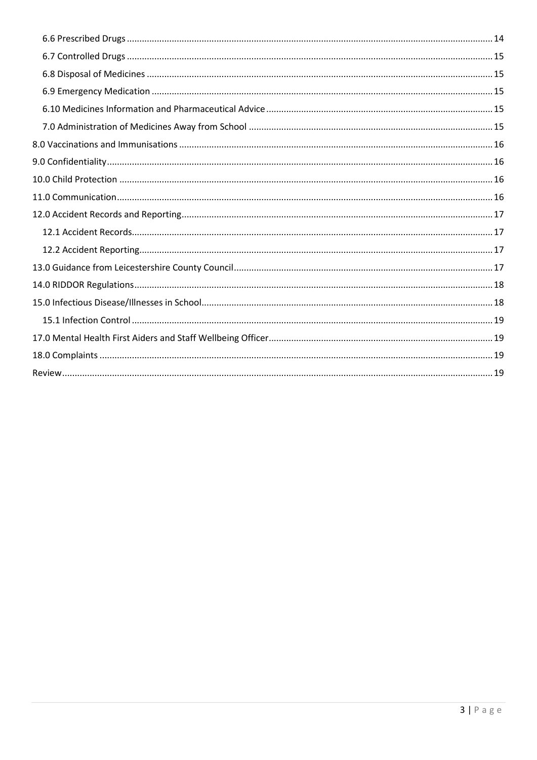- 6.6 Prescribed Drugs ... 14
- 6.7 Controlled Drugs ... 15
- 6.8 Disposal of Medicines ... 15
- 6.9 Emergency Medication ... 15
- 6.10 Medicines Information and Pharmaceutical Advice ... 15
- 7.0 Administration of Medicines Away from School ... 15

8.0 Vaccinations and Immunisations ... 16

9.0 Confidentiality ... 16

10.0 Child Protection ... 16

11.0 Communication ... 16

12.0 Accident Records and Reporting ... 17

- 12.1 Accident Records ... 17
- 12.2 Accident Reporting ... 17

13.0 Guidance from Leicestershire County Council ... 17

14.0 RIDDOR Regulations ... 18

15.0 Infectious Disease/Illnesses in School ... 18

- 15.1 Infection Control ... 19

17.0 Mental Health First Aiders and Staff Wellbeing Officer ... 19

18.0 Complaints ... 19

Review ... 19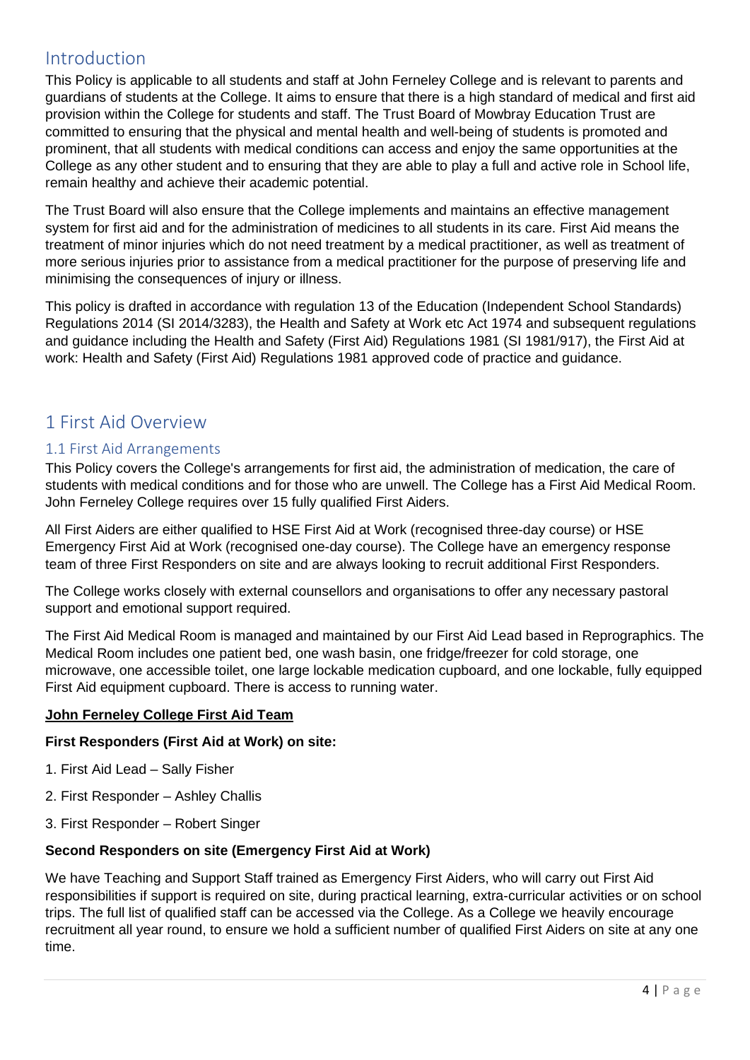# Introduction

This Policy is applicable to all students and staff at John Ferneley College and is relevant to parents and guardians of students at the College. It aims to ensure that there is a high standard of medical and first aid provision within the College for students and staff. The Trust Board of Mowbray Education Trust are committed to ensuring that the physical and mental health and well-being of students is promoted and prominent, that all students with medical conditions can access and enjoy the same opportunities at the College as any other student and to ensuring that they are able to play a full and active role in School life, remain healthy and achieve their academic potential.

The Trust Board will also ensure that the College implements and maintains an effective management system for first aid and for the administration of medicines to all students in its care. First Aid means the treatment of minor injuries which do not need treatment by a medical practitioner, as well as treatment of more serious injuries prior to assistance from a medical practitioner for the purpose of preserving life and minimising the consequences of injury or illness.

This policy is drafted in accordance with regulation 13 of the Education (Independent School Standards) Regulations 2014 (SI 2014/3283), the Health and Safety at Work etc Act 1974 and subsequent regulations and guidance including the Health and Safety (First Aid) Regulations 1981 (SI 1981/917), the First Aid at work: Health and Safety (First Aid) Regulations 1981 approved code of practice and guidance.

# 1 First Aid Overview

## 1.1 First Aid Arrangements

This Policy covers the College's arrangements for first aid, the administration of medication, the care of students with medical conditions and for those who are unwell. The College has a First Aid Medical Room. John Ferneley College requires over 15 fully qualified First Aiders.

All First Aiders are either qualified to HSE First Aid at Work (recognised three-day course) or HSE Emergency First Aid at Work (recognised one-day course). The College have an emergency response team of three First Responders on site and are always looking to recruit additional First Responders.

The College works closely with external counsellors and organisations to offer any necessary pastoral support and emotional support required.

The First Aid Medical Room is managed and maintained by our First Aid Lead based in Reprographics. The Medical Room includes one patient bed, one wash basin, one fridge/freezer for cold storage, one microwave, one accessible toilet, one large lockable medication cupboard, and one lockable, fully equipped First Aid equipment cupboard. There is access to running water.

**John Ferneley College First Aid Team**

**First Responders (First Aid at Work) on site:**

1. First Aid Lead – Sally Fisher
2. First Responder – Ashley Challis
3. First Responder – Robert Singer

**Second Responders on site (Emergency First Aid at Work)**

We have Teaching and Support Staff trained as Emergency First Aiders, who will carry out First Aid responsibilities if support is required on site, during practical learning, extra-curricular activities or on school trips. The full list of qualified staff can be accessed via the College. As a College we heavily encourage recruitment all year round, to ensure we hold a sufficient number of qualified First Aiders on site at any one time.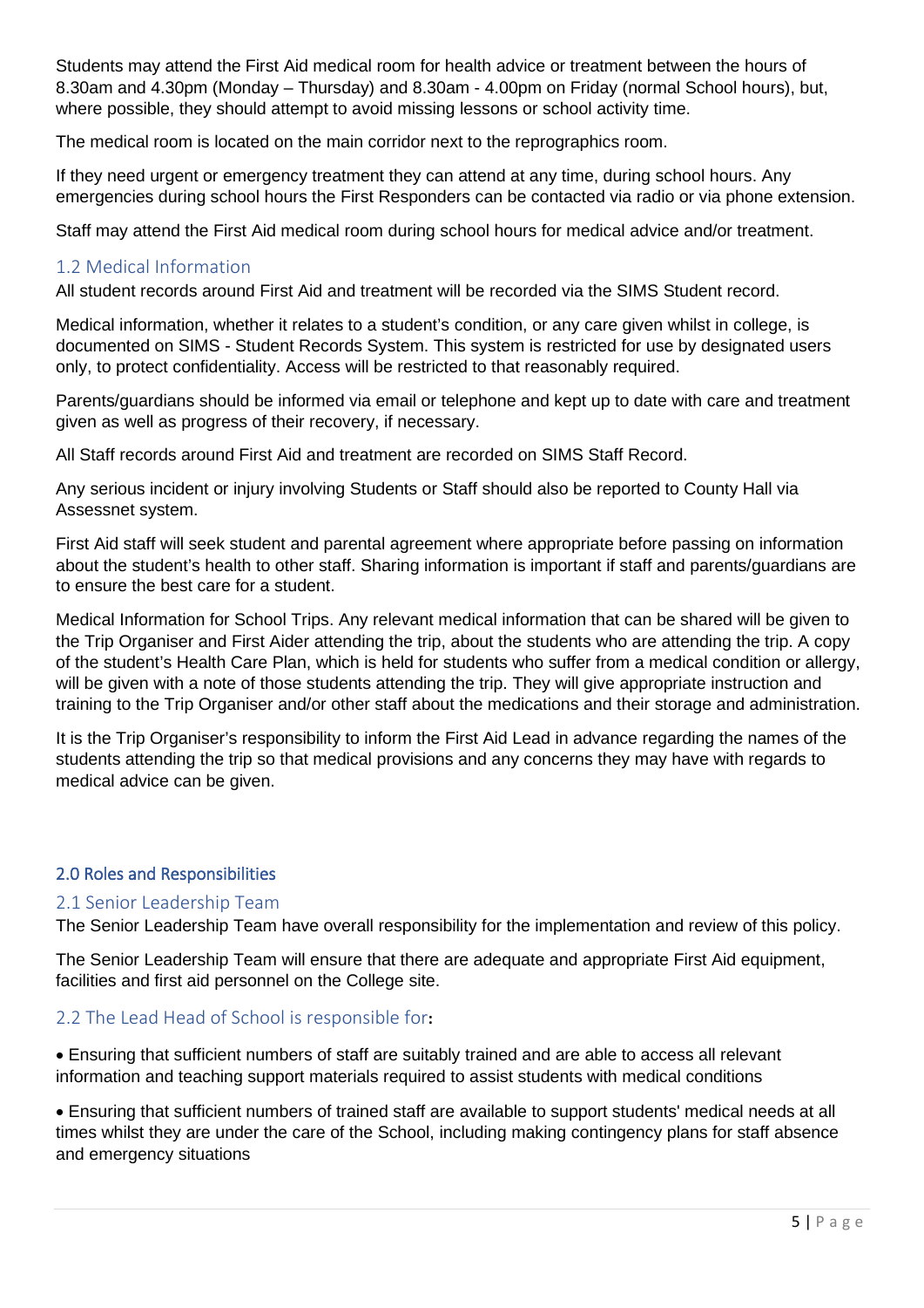Students may attend the First Aid medical room for health advice or treatment between the hours of 8.30am and 4.30pm (Monday – Thursday) and 8.30am - 4.00pm on Friday (normal School hours), but, where possible, they should attempt to avoid missing lessons or school activity time.

The medical room is located on the main corridor next to the reprographics room.

If they need urgent or emergency treatment they can attend at any time, during school hours. Any emergencies during school hours the First Responders can be contacted via radio or via phone extension.

Staff may attend the First Aid medical room during school hours for medical advice and/or treatment.

### 1.2 Medical Information

All student records around First Aid and treatment will be recorded via the SIMS Student record.

Medical information, whether it relates to a student's condition, or any care given whilst in college, is documented on SIMS - Student Records System. This system is restricted for use by designated users only, to protect confidentiality. Access will be restricted to that reasonably required.

Parents/guardians should be informed via email or telephone and kept up to date with care and treatment given as well as progress of their recovery, if necessary.

All Staff records around First Aid and treatment are recorded on SIMS Staff Record.

Any serious incident or injury involving Students or Staff should also be reported to County Hall via Assessnet system.

First Aid staff will seek student and parental agreement where appropriate before passing on information about the student's health to other staff. Sharing information is important if staff and parents/guardians are to ensure the best care for a student.

Medical Information for School Trips. Any relevant medical information that can be shared will be given to the Trip Organiser and First Aider attending the trip, about the students who are attending the trip. A copy of the student's Health Care Plan, which is held for students who suffer from a medical condition or allergy, will be given with a note of those students attending the trip. They will give appropriate instruction and training to the Trip Organiser and/or other staff about the medications and their storage and administration.

It is the Trip Organiser's responsibility to inform the First Aid Lead in advance regarding the names of the students attending the trip so that medical provisions and any concerns they may have with regards to medical advice can be given.

## 2.0 Roles and Responsibilities

### 2.1 Senior Leadership Team

The Senior Leadership Team have overall responsibility for the implementation and review of this policy.

The Senior Leadership Team will ensure that there are adequate and appropriate First Aid equipment, facilities and first aid personnel on the College site.

### 2.2 The Lead Head of School is responsible for:

- Ensuring that sufficient numbers of staff are suitably trained and are able to access all relevant information and teaching support materials required to assist students with medical conditions
- Ensuring that sufficient numbers of trained staff are available to support students' medical needs at all times whilst they are under the care of the School, including making contingency plans for staff absence and emergency situations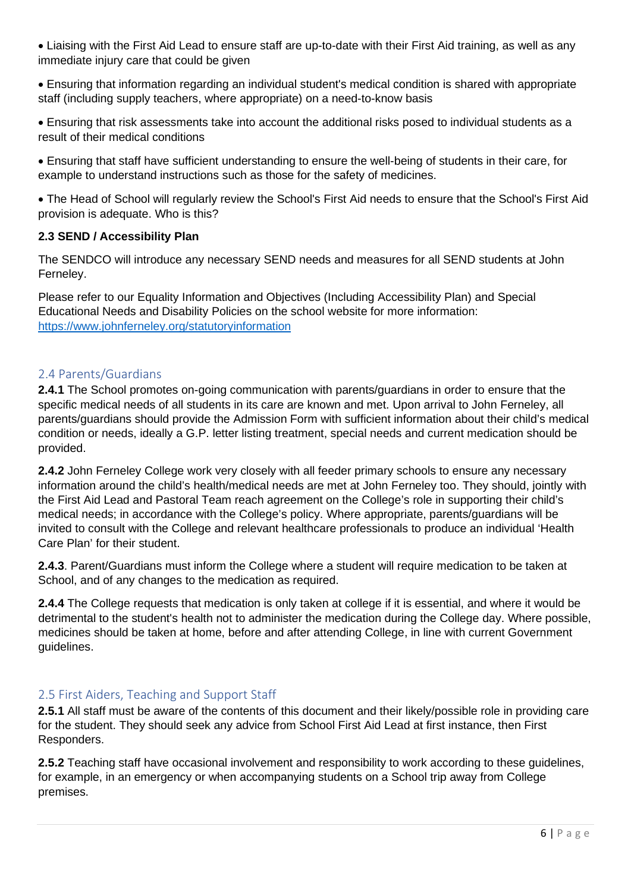- Liaising with the First Aid Lead to ensure staff are up-to-date with their First Aid training, as well as any immediate injury care that could be given
- Ensuring that information regarding an individual student's medical condition is shared with appropriate staff (including supply teachers, where appropriate) on a need-to-know basis
- Ensuring that risk assessments take into account the additional risks posed to individual students as a result of their medical conditions
- Ensuring that staff have sufficient understanding to ensure the well-being of students in their care, for example to understand instructions such as those for the safety of medicines.
- The Head of School will regularly review the School's First Aid needs to ensure that the School's First Aid provision is adequate. Who is this?

**2.3 SEND / Accessibility Plan**

The SENDCO will introduce any necessary SEND needs and measures for all SEND students at John Ferneley.

Please refer to our Equality Information and Objectives (Including Accessibility Plan) and Special Educational Needs and Disability Policies on the school website for more information: [https://www.johnferneley.org/statutoryinformation](https://www.johnferneley.org/statutoryinformation)

## 2.4 Parents/Guardians

**2.4.1** The School promotes on-going communication with parents/guardians in order to ensure that the specific medical needs of all students in its care are known and met. Upon arrival to John Ferneley, all parents/guardians should provide the Admission Form with sufficient information about their child's medical condition or needs, ideally a G.P. letter listing treatment, special needs and current medication should be provided.

**2.4.2** John Ferneley College work very closely with all feeder primary schools to ensure any necessary information around the child's health/medical needs are met at John Ferneley too. They should, jointly with the First Aid Lead and Pastoral Team reach agreement on the College's role in supporting their child's medical needs; in accordance with the College's policy. Where appropriate, parents/guardians will be invited to consult with the College and relevant healthcare professionals to produce an individual 'Health Care Plan' for their student.

**2.4.3**. Parent/Guardians must inform the College where a student will require medication to be taken at School, and of any changes to the medication as required.

**2.4.4** The College requests that medication is only taken at college if it is essential, and where it would be detrimental to the student's health not to administer the medication during the College day. Where possible, medicines should be taken at home, before and after attending College, in line with current Government guidelines.

## 2.5 First Aiders, Teaching and Support Staff

**2.5.1** All staff must be aware of the contents of this document and their likely/possible role in providing care for the student. They should seek any advice from School First Aid Lead at first instance, then First Responders.

**2.5.2** Teaching staff have occasional involvement and responsibility to work according to these guidelines, for example, in an emergency or when accompanying students on a School trip away from College premises.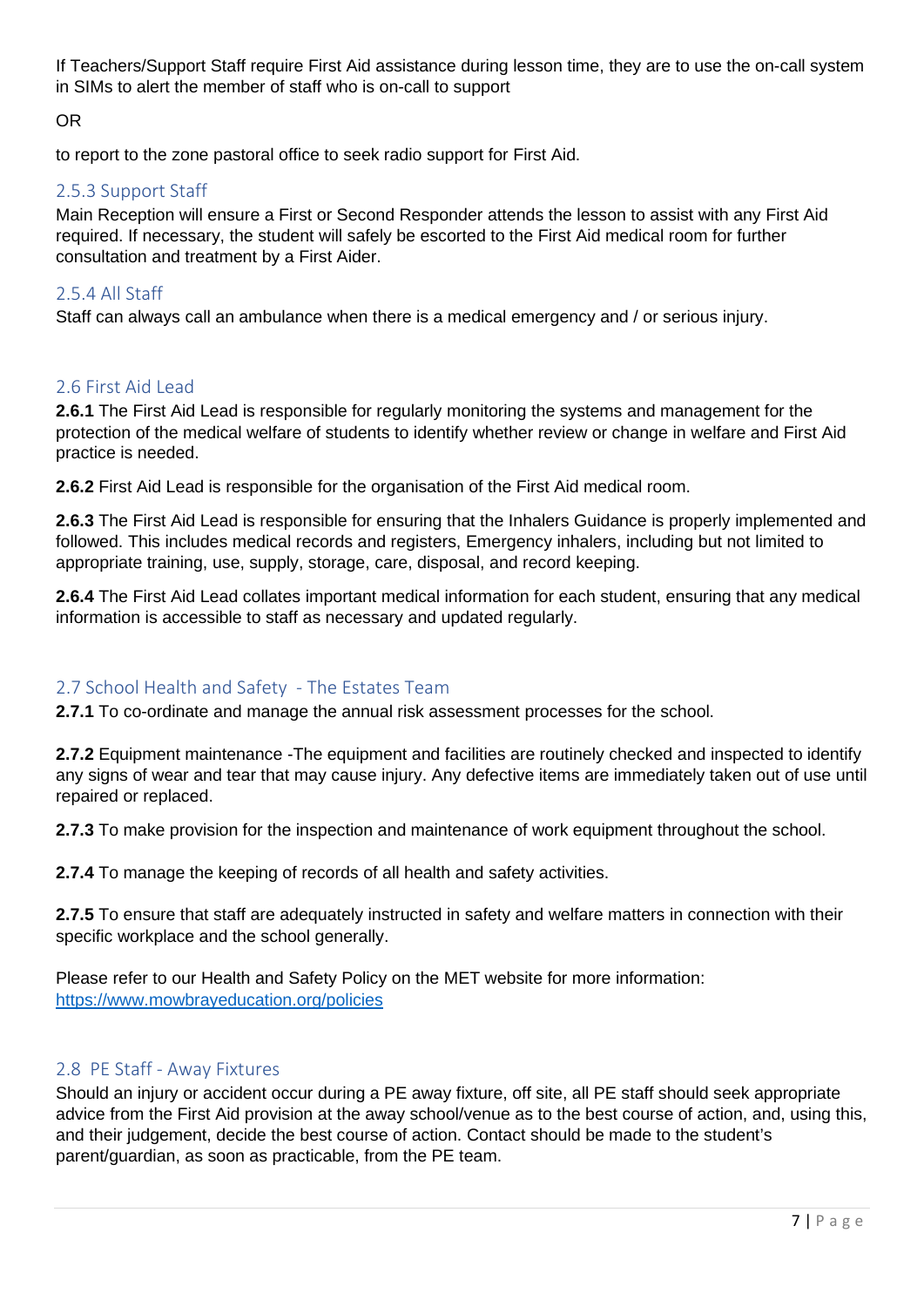If Teachers/Support Staff require First Aid assistance during lesson time, they are to use the on-call system in SIMs to alert the member of staff who is on-call to support

OR

to report to the zone pastoral office to seek radio support for First Aid.

### 2.5.3 Support Staff

Main Reception will ensure a First or Second Responder attends the lesson to assist with any First Aid required. If necessary, the student will safely be escorted to the First Aid medical room for further consultation and treatment by a First Aider.

### 2.5.4 All Staff

Staff can always call an ambulance when there is a medical emergency and / or serious injury.

## 2.6 First Aid Lead

**2.6.1** The First Aid Lead is responsible for regularly monitoring the systems and management for the protection of the medical welfare of students to identify whether review or change in welfare and First Aid practice is needed.

**2.6.2** First Aid Lead is responsible for the organisation of the First Aid medical room.

**2.6.3** The First Aid Lead is responsible for ensuring that the Inhalers Guidance is properly implemented and followed. This includes medical records and registers, Emergency inhalers, including but not limited to appropriate training, use, supply, storage, care, disposal, and record keeping.

**2.6.4** The First Aid Lead collates important medical information for each student, ensuring that any medical information is accessible to staff as necessary and updated regularly.

## 2.7 School Health and Safety - The Estates Team

**2.7.1** To co-ordinate and manage the annual risk assessment processes for the school.

**2.7.2** Equipment maintenance -The equipment and facilities are routinely checked and inspected to identify any signs of wear and tear that may cause injury. Any defective items are immediately taken out of use until repaired or replaced.

**2.7.3** To make provision for the inspection and maintenance of work equipment throughout the school.

**2.7.4** To manage the keeping of records of all health and safety activities.

**2.7.5** To ensure that staff are adequately instructed in safety and welfare matters in connection with their specific workplace and the school generally.

Please refer to our Health and Safety Policy on the MET website for more information: [https://www.mowbrayeducation.org/policies](https://www.mowbrayeducation.org/policies)

## 2.8 PE Staff - Away Fixtures

Should an injury or accident occur during a PE away fixture, off site, all PE staff should seek appropriate advice from the First Aid provision at the away school/venue as to the best course of action, and, using this, and their judgement, decide the best course of action. Contact should be made to the student's parent/guardian, as soon as practicable, from the PE team.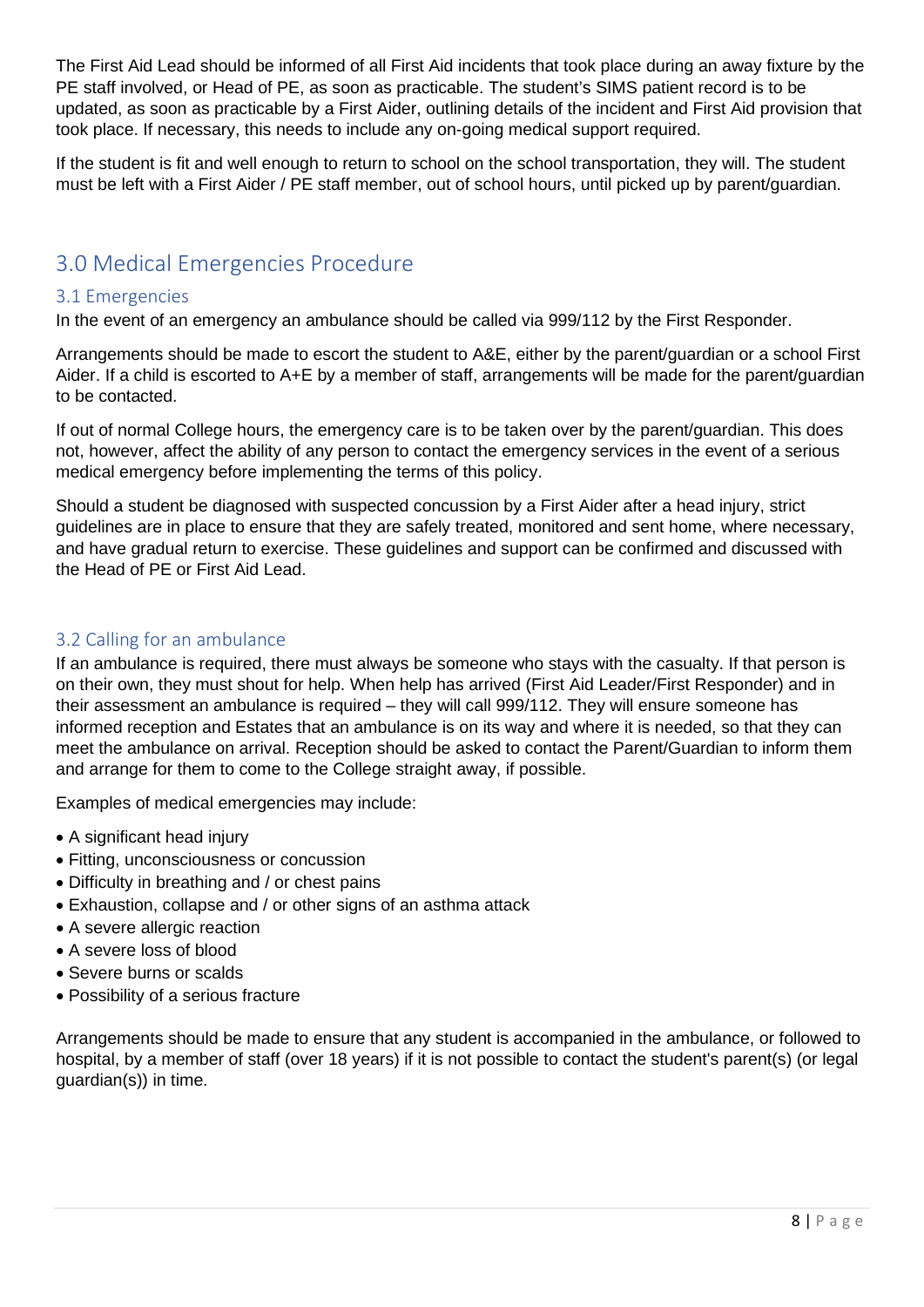The First Aid Lead should be informed of all First Aid incidents that took place during an away fixture by the PE staff involved, or Head of PE, as soon as practicable. The student's SIMS patient record is to be updated, as soon as practicable by a First Aider, outlining details of the incident and First Aid provision that took place. If necessary, this needs to include any on-going medical support required.

If the student is fit and well enough to return to school on the school transportation, they will. The student must be left with a First Aider / PE staff member, out of school hours, until picked up by parent/guardian.

## 3.0 Medical Emergencies Procedure

### 3.1 Emergencies

In the event of an emergency an ambulance should be called via 999/112 by the First Responder.

Arrangements should be made to escort the student to A&E, either by the parent/guardian or a school First Aider. If a child is escorted to A+E by a member of staff, arrangements will be made for the parent/guardian to be contacted.

If out of normal College hours, the emergency care is to be taken over by the parent/guardian. This does not, however, affect the ability of any person to contact the emergency services in the event of a serious medical emergency before implementing the terms of this policy.

Should a student be diagnosed with suspected concussion by a First Aider after a head injury, strict guidelines are in place to ensure that they are safely treated, monitored and sent home, where necessary, and have gradual return to exercise. These guidelines and support can be confirmed and discussed with the Head of PE or First Aid Lead.

### 3.2 Calling for an ambulance

If an ambulance is required, there must always be someone who stays with the casualty. If that person is on their own, they must shout for help. When help has arrived (First Aid Leader/First Responder) and in their assessment an ambulance is required – they will call 999/112. They will ensure someone has informed reception and Estates that an ambulance is on its way and where it is needed, so that they can meet the ambulance on arrival. Reception should be asked to contact the Parent/Guardian to inform them and arrange for them to come to the College straight away, if possible.

Examples of medical emergencies may include:

- A significant head injury
- Fitting, unconsciousness or concussion
- Difficulty in breathing and / or chest pains
- Exhaustion, collapse and / or other signs of an asthma attack
- A severe allergic reaction
- A severe loss of blood
- Severe burns or scalds
- Possibility of a serious fracture

Arrangements should be made to ensure that any student is accompanied in the ambulance, or followed to hospital, by a member of staff (over 18 years) if it is not possible to contact the student's parent(s) (or legal guardian(s)) in time.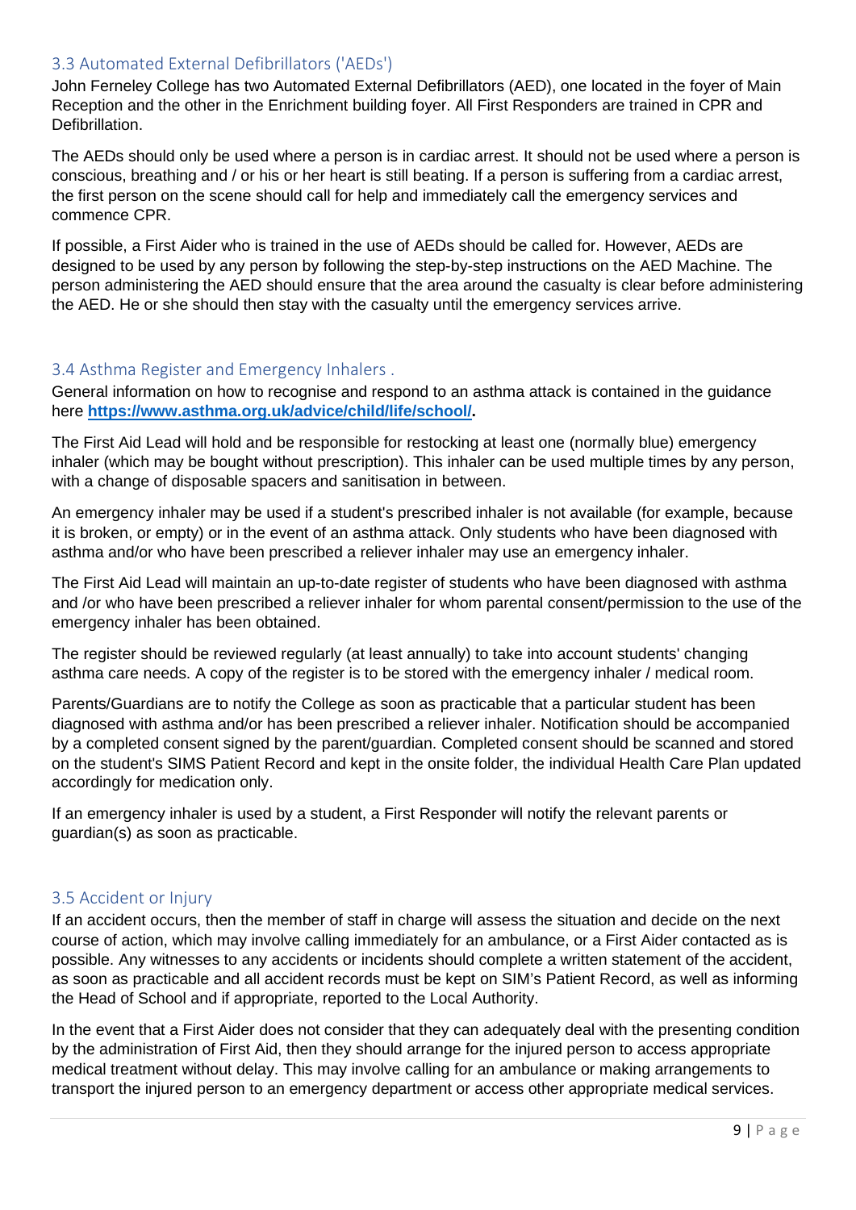### 3.3 Automated External Defibrillators ('AEDs')

John Ferneley College has two Automated External Defibrillators (AED), one located in the foyer of Main Reception and the other in the Enrichment building foyer. All First Responders are trained in CPR and Defibrillation.

The AEDs should only be used where a person is in cardiac arrest. It should not be used where a person is conscious, breathing and / or his or her heart is still beating. If a person is suffering from a cardiac arrest, the first person on the scene should call for help and immediately call the emergency services and commence CPR.

If possible, a First Aider who is trained in the use of AEDs should be called for. However, AEDs are designed to be used by any person by following the step-by-step instructions on the AED Machine. The person administering the AED should ensure that the area around the casualty is clear before administering the AED. He or she should then stay with the casualty until the emergency services arrive.

### 3.4 Asthma Register and Emergency Inhalers .

General information on how to recognise and respond to an asthma attack is contained in the guidance here **https://www.asthma.org.uk/advice/child/life/school/.**

The First Aid Lead will hold and be responsible for restocking at least one (normally blue) emergency inhaler (which may be bought without prescription). This inhaler can be used multiple times by any person, with a change of disposable spacers and sanitisation in between.

An emergency inhaler may be used if a student's prescribed inhaler is not available (for example, because it is broken, or empty) or in the event of an asthma attack. Only students who have been diagnosed with asthma and/or who have been prescribed a reliever inhaler may use an emergency inhaler.

The First Aid Lead will maintain an up-to-date register of students who have been diagnosed with asthma and /or who have been prescribed a reliever inhaler for whom parental consent/permission to the use of the emergency inhaler has been obtained.

The register should be reviewed regularly (at least annually) to take into account students' changing asthma care needs. A copy of the register is to be stored with the emergency inhaler / medical room.

Parents/Guardians are to notify the College as soon as practicable that a particular student has been diagnosed with asthma and/or has been prescribed a reliever inhaler. Notification should be accompanied by a completed consent signed by the parent/guardian. Completed consent should be scanned and stored on the student's SIMS Patient Record and kept in the onsite folder, the individual Health Care Plan updated accordingly for medication only.

If an emergency inhaler is used by a student, a First Responder will notify the relevant parents or guardian(s) as soon as practicable.

### 3.5 Accident or Injury

If an accident occurs, then the member of staff in charge will assess the situation and decide on the next course of action, which may involve calling immediately for an ambulance, or a First Aider contacted as is possible. Any witnesses to any accidents or incidents should complete a written statement of the accident, as soon as practicable and all accident records must be kept on SIM's Patient Record, as well as informing the Head of School and if appropriate, reported to the Local Authority.

In the event that a First Aider does not consider that they can adequately deal with the presenting condition by the administration of First Aid, then they should arrange for the injured person to access appropriate medical treatment without delay. This may involve calling for an ambulance or making arrangements to transport the injured person to an emergency department or access other appropriate medical services.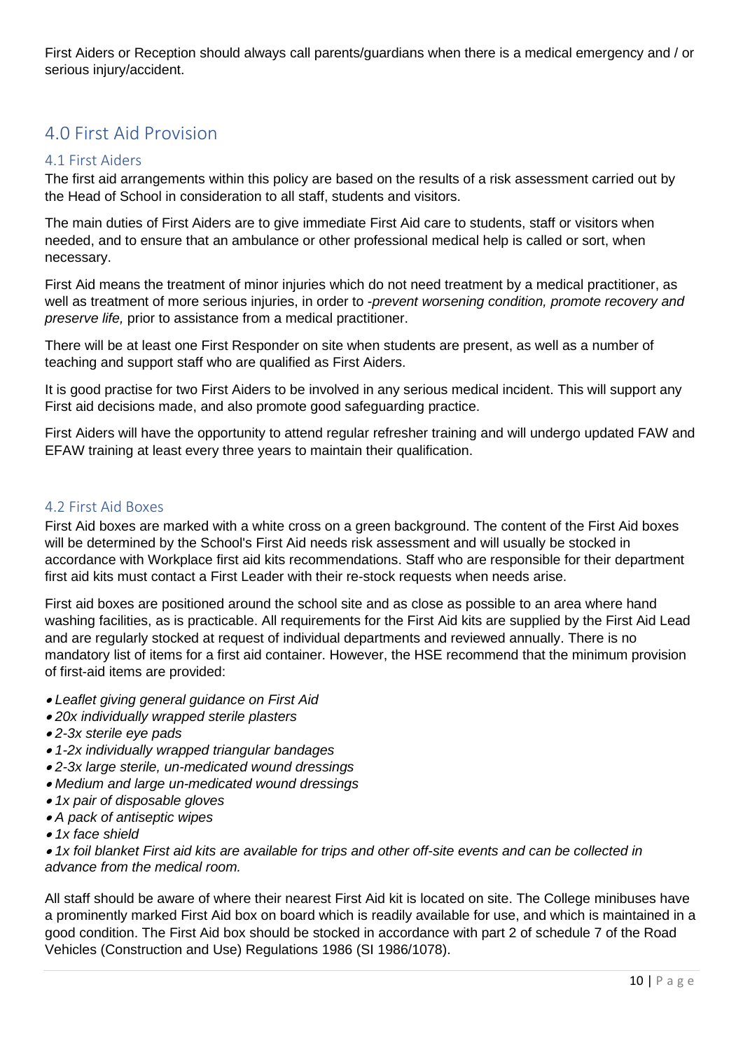First Aiders or Reception should always call parents/guardians when there is a medical emergency and / or serious injury/accident.

## 4.0 First Aid Provision

### 4.1 First Aiders

The first aid arrangements within this policy are based on the results of a risk assessment carried out by the Head of School in consideration to all staff, students and visitors.

The main duties of First Aiders are to give immediate First Aid care to students, staff or visitors when needed, and to ensure that an ambulance or other professional medical help is called or sort, when necessary.

First Aid means the treatment of minor injuries which do not need treatment by a medical practitioner, as well as treatment of more serious injuries, in order to -*prevent worsening condition, promote recovery and preserve life,* prior to assistance from a medical practitioner.

There will be at least one First Responder on site when students are present, as well as a number of teaching and support staff who are qualified as First Aiders.

It is good practise for two First Aiders to be involved in any serious medical incident. This will support any First aid decisions made, and also promote good safeguarding practice.

First Aiders will have the opportunity to attend regular refresher training and will undergo updated FAW and EFAW training at least every three years to maintain their qualification.

### 4.2 First Aid Boxes

First Aid boxes are marked with a white cross on a green background. The content of the First Aid boxes will be determined by the School's First Aid needs risk assessment and will usually be stocked in accordance with Workplace first aid kits recommendations. Staff who are responsible for their department first aid kits must contact a First Leader with their re-stock requests when needs arise.

First aid boxes are positioned around the school site and as close as possible to an area where hand washing facilities, as is practicable. All requirements for the First Aid kits are supplied by the First Aid Lead and are regularly stocked at request of individual departments and reviewed annually. There is no mandatory list of items for a first aid container. However, the HSE recommend that the minimum provision of first-aid items are provided:

- *Leaflet giving general guidance on First Aid*
- *20x individually wrapped sterile plasters*
- *2-3x sterile eye pads*
- *1-2x individually wrapped triangular bandages*
- *2-3x large sterile, un-medicated wound dressings*
- *Medium and large un-medicated wound dressings*
- *1x pair of disposable gloves*
- *A pack of antiseptic wipes*
- *1x face shield*
- *1x foil blanket First aid kits are available for trips and other off-site events and can be collected in advance from the medical room.*

All staff should be aware of where their nearest First Aid kit is located on site. The College minibuses have a prominently marked First Aid box on board which is readily available for use, and which is maintained in a good condition. The First Aid box should be stocked in accordance with part 2 of schedule 7 of the Road Vehicles (Construction and Use) Regulations 1986 (SI 1986/1078).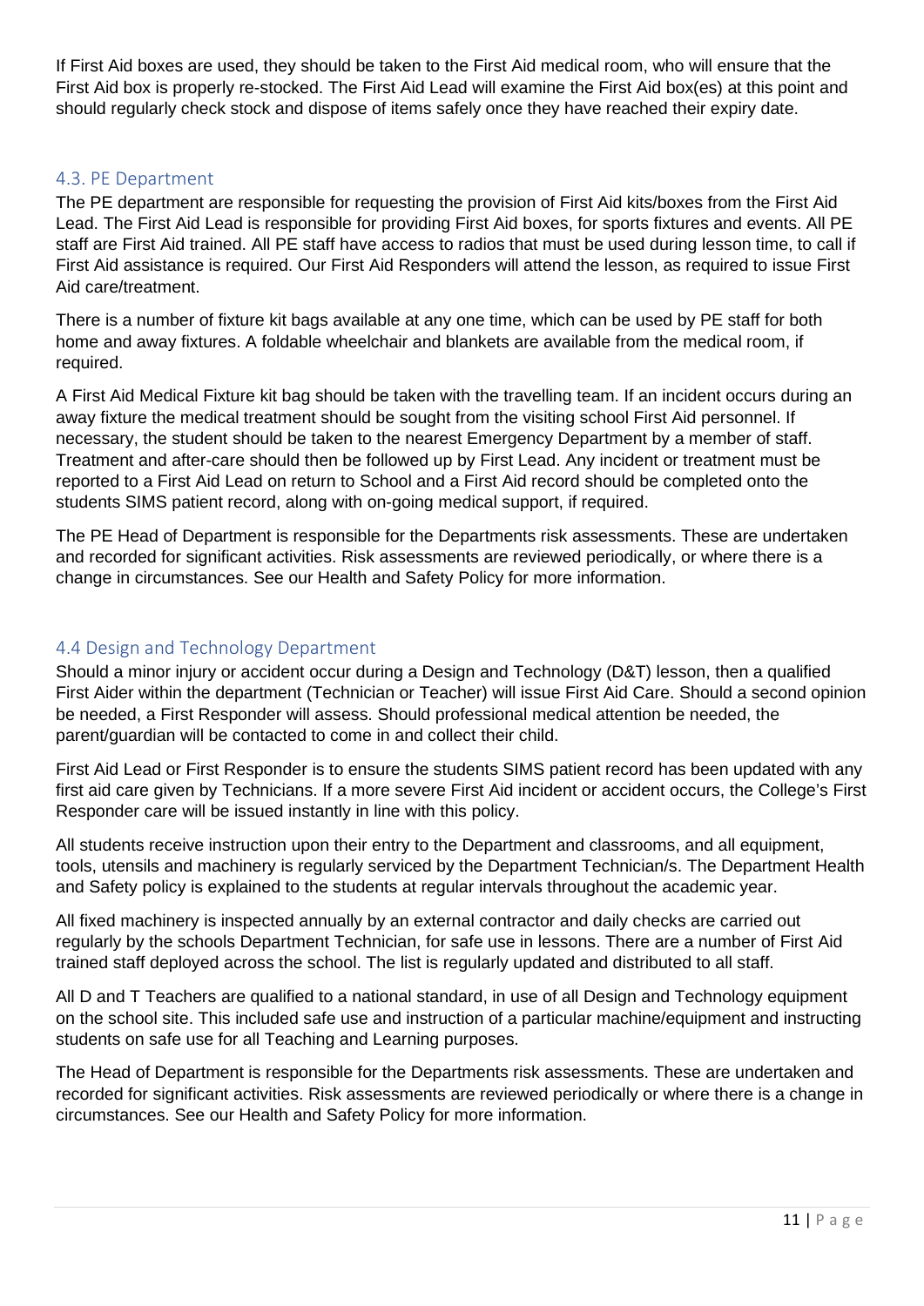If First Aid boxes are used, they should be taken to the First Aid medical room, who will ensure that the First Aid box is properly re-stocked. The First Aid Lead will examine the First Aid box(es) at this point and should regularly check stock and dispose of items safely once they have reached their expiry date.

## 4.3. PE Department

The PE department are responsible for requesting the provision of First Aid kits/boxes from the First Aid Lead. The First Aid Lead is responsible for providing First Aid boxes, for sports fixtures and events. All PE staff are First Aid trained. All PE staff have access to radios that must be used during lesson time, to call if First Aid assistance is required. Our First Aid Responders will attend the lesson, as required to issue First Aid care/treatment.

There is a number of fixture kit bags available at any one time, which can be used by PE staff for both home and away fixtures. A foldable wheelchair and blankets are available from the medical room, if required.

A First Aid Medical Fixture kit bag should be taken with the travelling team. If an incident occurs during an away fixture the medical treatment should be sought from the visiting school First Aid personnel. If necessary, the student should be taken to the nearest Emergency Department by a member of staff. Treatment and after-care should then be followed up by First Lead. Any incident or treatment must be reported to a First Aid Lead on return to School and a First Aid record should be completed onto the students SIMS patient record, along with on-going medical support, if required.

The PE Head of Department is responsible for the Departments risk assessments. These are undertaken and recorded for significant activities. Risk assessments are reviewed periodically, or where there is a change in circumstances. See our Health and Safety Policy for more information.

## 4.4 Design and Technology Department

Should a minor injury or accident occur during a Design and Technology (D&T) lesson, then a qualified First Aider within the department (Technician or Teacher) will issue First Aid Care. Should a second opinion be needed, a First Responder will assess. Should professional medical attention be needed, the parent/guardian will be contacted to come in and collect their child.

First Aid Lead or First Responder is to ensure the students SIMS patient record has been updated with any first aid care given by Technicians. If a more severe First Aid incident or accident occurs, the College's First Responder care will be issued instantly in line with this policy.

All students receive instruction upon their entry to the Department and classrooms, and all equipment, tools, utensils and machinery is regularly serviced by the Department Technician/s. The Department Health and Safety policy is explained to the students at regular intervals throughout the academic year.

All fixed machinery is inspected annually by an external contractor and daily checks are carried out regularly by the schools Department Technician, for safe use in lessons. There are a number of First Aid trained staff deployed across the school. The list is regularly updated and distributed to all staff.

All D and T Teachers are qualified to a national standard, in use of all Design and Technology equipment on the school site. This included safe use and instruction of a particular machine/equipment and instructing students on safe use for all Teaching and Learning purposes.

The Head of Department is responsible for the Departments risk assessments. These are undertaken and recorded for significant activities. Risk assessments are reviewed periodically or where there is a change in circumstances. See our Health and Safety Policy for more information.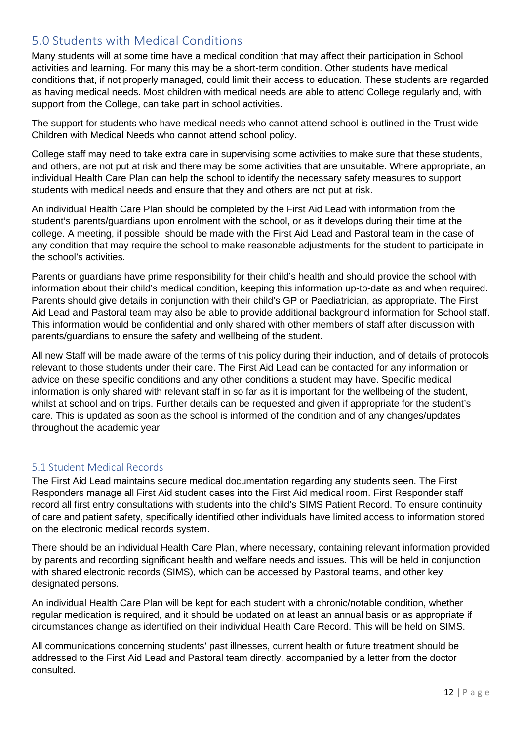## 5.0 Students with Medical Conditions

Many students will at some time have a medical condition that may affect their participation in School activities and learning. For many this may be a short-term condition. Other students have medical conditions that, if not properly managed, could limit their access to education. These students are regarded as having medical needs. Most children with medical needs are able to attend College regularly and, with support from the College, can take part in school activities.

The support for students who have medical needs who cannot attend school is outlined in the Trust wide Children with Medical Needs who cannot attend school policy.

College staff may need to take extra care in supervising some activities to make sure that these students, and others, are not put at risk and there may be some activities that are unsuitable. Where appropriate, an individual Health Care Plan can help the school to identify the necessary safety measures to support students with medical needs and ensure that they and others are not put at risk.

An individual Health Care Plan should be completed by the First Aid Lead with information from the student's parents/guardians upon enrolment with the school, or as it develops during their time at the college. A meeting, if possible, should be made with the First Aid Lead and Pastoral team in the case of any condition that may require the school to make reasonable adjustments for the student to participate in the school's activities.

Parents or guardians have prime responsibility for their child's health and should provide the school with information about their child's medical condition, keeping this information up-to-date as and when required. Parents should give details in conjunction with their child's GP or Paediatrician, as appropriate. The First Aid Lead and Pastoral team may also be able to provide additional background information for School staff. This information would be confidential and only shared with other members of staff after discussion with parents/guardians to ensure the safety and wellbeing of the student.

All new Staff will be made aware of the terms of this policy during their induction, and of details of protocols relevant to those students under their care. The First Aid Lead can be contacted for any information or advice on these specific conditions and any other conditions a student may have. Specific medical information is only shared with relevant staff in so far as it is important for the wellbeing of the student, whilst at school and on trips. Further details can be requested and given if appropriate for the student's care. This is updated as soon as the school is informed of the condition and of any changes/updates throughout the academic year.

### 5.1 Student Medical Records

The First Aid Lead maintains secure medical documentation regarding any students seen. The First Responders manage all First Aid student cases into the First Aid medical room. First Responder staff record all first entry consultations with students into the child's SIMS Patient Record. To ensure continuity of care and patient safety, specifically identified other individuals have limited access to information stored on the electronic medical records system.

There should be an individual Health Care Plan, where necessary, containing relevant information provided by parents and recording significant health and welfare needs and issues. This will be held in conjunction with shared electronic records (SIMS), which can be accessed by Pastoral teams, and other key designated persons.

An individual Health Care Plan will be kept for each student with a chronic/notable condition, whether regular medication is required, and it should be updated on at least an annual basis or as appropriate if circumstances change as identified on their individual Health Care Record. This will be held on SIMS.

All communications concerning students' past illnesses, current health or future treatment should be addressed to the First Aid Lead and Pastoral team directly, accompanied by a letter from the doctor consulted.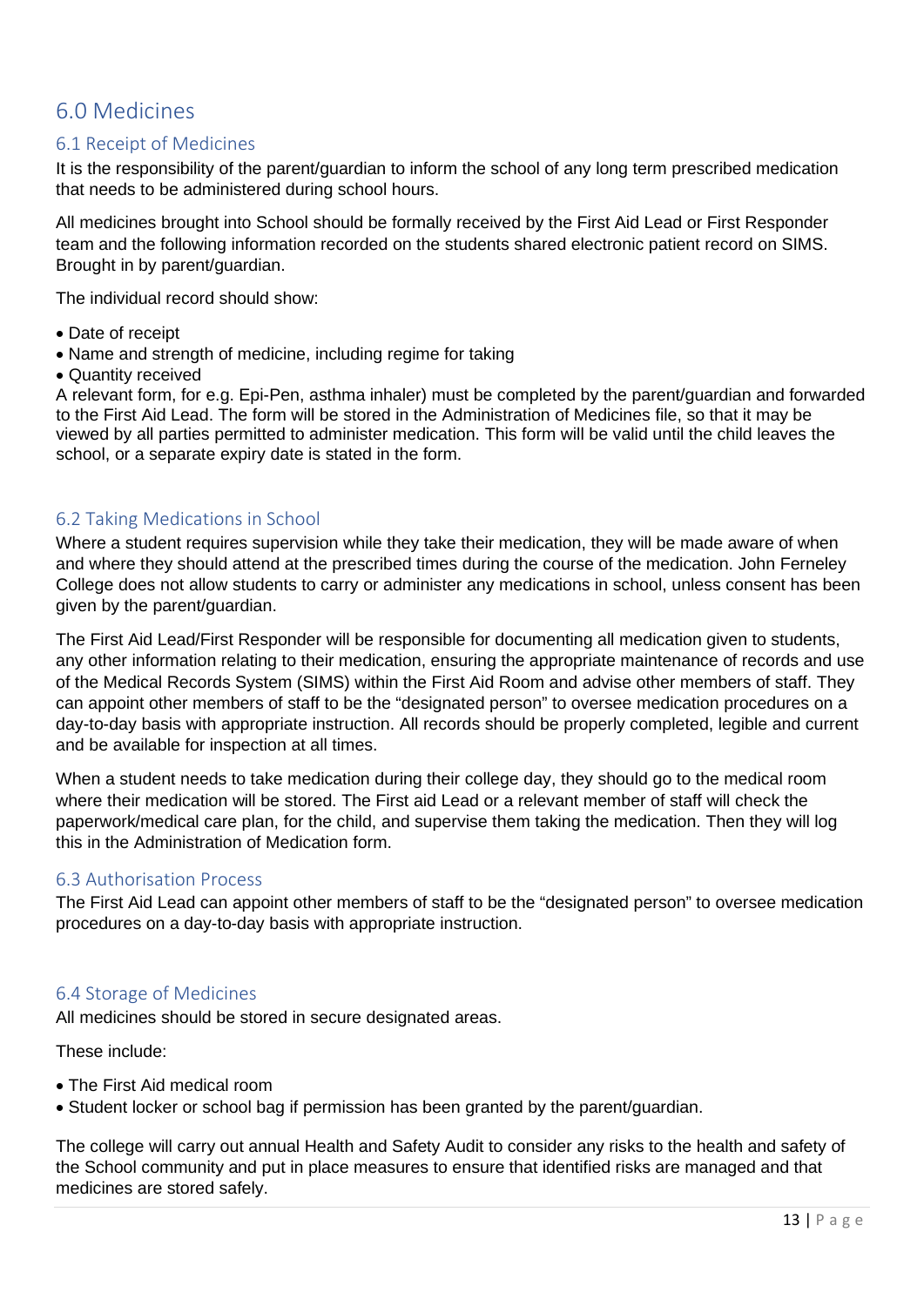## 6.0 Medicines

### 6.1 Receipt of Medicines

It is the responsibility of the parent/guardian to inform the school of any long term prescribed medication that needs to be administered during school hours.

All medicines brought into School should be formally received by the First Aid Lead or First Responder team and the following information recorded on the students shared electronic patient record on SIMS. Brought in by parent/guardian.

The individual record should show:

- Date of receipt
- Name and strength of medicine, including regime for taking
- Quantity received

A relevant form, for e.g. Epi-Pen, asthma inhaler) must be completed by the parent/guardian and forwarded to the First Aid Lead. The form will be stored in the Administration of Medicines file, so that it may be viewed by all parties permitted to administer medication. This form will be valid until the child leaves the school, or a separate expiry date is stated in the form.

### 6.2 Taking Medications in School

Where a student requires supervision while they take their medication, they will be made aware of when and where they should attend at the prescribed times during the course of the medication. John Ferneley College does not allow students to carry or administer any medications in school, unless consent has been given by the parent/guardian.

The First Aid Lead/First Responder will be responsible for documenting all medication given to students, any other information relating to their medication, ensuring the appropriate maintenance of records and use of the Medical Records System (SIMS) within the First Aid Room and advise other members of staff. They can appoint other members of staff to be the "designated person" to oversee medication procedures on a day-to-day basis with appropriate instruction. All records should be properly completed, legible and current and be available for inspection at all times.

When a student needs to take medication during their college day, they should go to the medical room where their medication will be stored. The First aid Lead or a relevant member of staff will check the paperwork/medical care plan, for the child, and supervise them taking the medication. Then they will log this in the Administration of Medication form.

### 6.3 Authorisation Process

The First Aid Lead can appoint other members of staff to be the "designated person" to oversee medication procedures on a day-to-day basis with appropriate instruction.

### 6.4 Storage of Medicines

All medicines should be stored in secure designated areas.

These include:

- The First Aid medical room
- Student locker or school bag if permission has been granted by the parent/guardian.

The college will carry out annual Health and Safety Audit to consider any risks to the health and safety of the School community and put in place measures to ensure that identified risks are managed and that medicines are stored safely.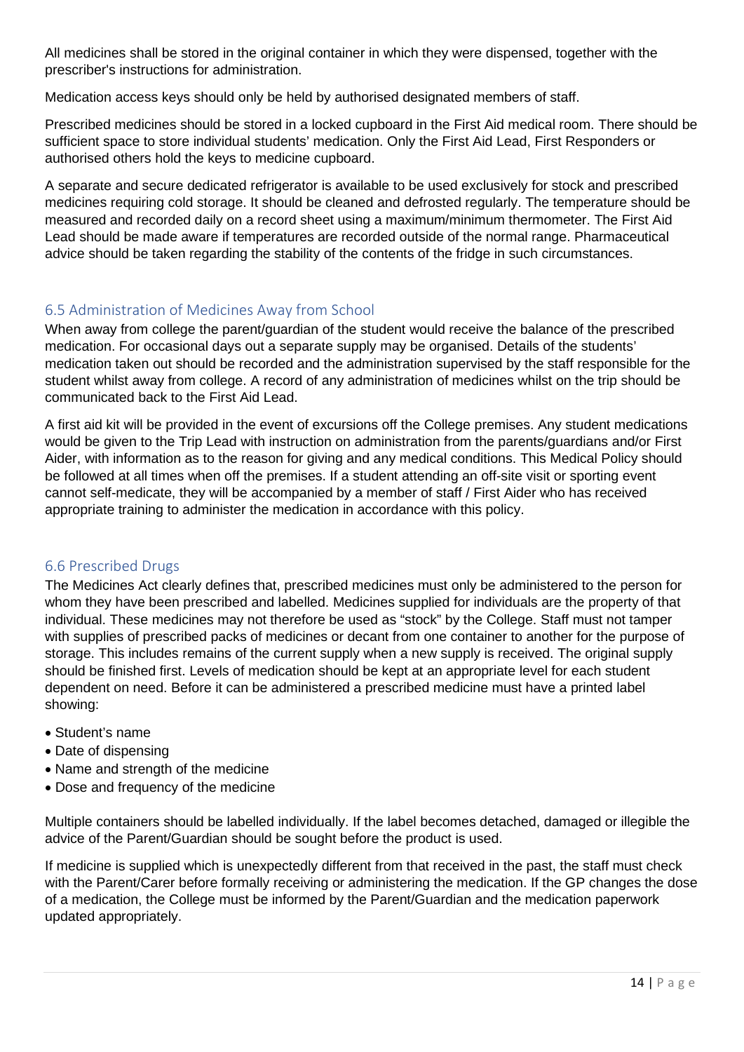All medicines shall be stored in the original container in which they were dispensed, together with the prescriber's instructions for administration.

Medication access keys should only be held by authorised designated members of staff.

Prescribed medicines should be stored in a locked cupboard in the First Aid medical room. There should be sufficient space to store individual students' medication. Only the First Aid Lead, First Responders or authorised others hold the keys to medicine cupboard.

A separate and secure dedicated refrigerator is available to be used exclusively for stock and prescribed medicines requiring cold storage. It should be cleaned and defrosted regularly. The temperature should be measured and recorded daily on a record sheet using a maximum/minimum thermometer. The First Aid Lead should be made aware if temperatures are recorded outside of the normal range. Pharmaceutical advice should be taken regarding the stability of the contents of the fridge in such circumstances.

## 6.5 Administration of Medicines Away from School

When away from college the parent/guardian of the student would receive the balance of the prescribed medication. For occasional days out a separate supply may be organised. Details of the students' medication taken out should be recorded and the administration supervised by the staff responsible for the student whilst away from college. A record of any administration of medicines whilst on the trip should be communicated back to the First Aid Lead.

A first aid kit will be provided in the event of excursions off the College premises. Any student medications would be given to the Trip Lead with instruction on administration from the parents/guardians and/or First Aider, with information as to the reason for giving and any medical conditions. This Medical Policy should be followed at all times when off the premises. If a student attending an off-site visit or sporting event cannot self-medicate, they will be accompanied by a member of staff / First Aider who has received appropriate training to administer the medication in accordance with this policy.

## 6.6 Prescribed Drugs

The Medicines Act clearly defines that, prescribed medicines must only be administered to the person for whom they have been prescribed and labelled. Medicines supplied for individuals are the property of that individual. These medicines may not therefore be used as "stock" by the College. Staff must not tamper with supplies of prescribed packs of medicines or decant from one container to another for the purpose of storage. This includes remains of the current supply when a new supply is received. The original supply should be finished first. Levels of medication should be kept at an appropriate level for each student dependent on need. Before it can be administered a prescribed medicine must have a printed label showing:

- Student's name
- Date of dispensing
- Name and strength of the medicine
- Dose and frequency of the medicine

Multiple containers should be labelled individually. If the label becomes detached, damaged or illegible the advice of the Parent/Guardian should be sought before the product is used.

If medicine is supplied which is unexpectedly different from that received in the past, the staff must check with the Parent/Carer before formally receiving or administering the medication. If the GP changes the dose of a medication, the College must be informed by the Parent/Guardian and the medication paperwork updated appropriately.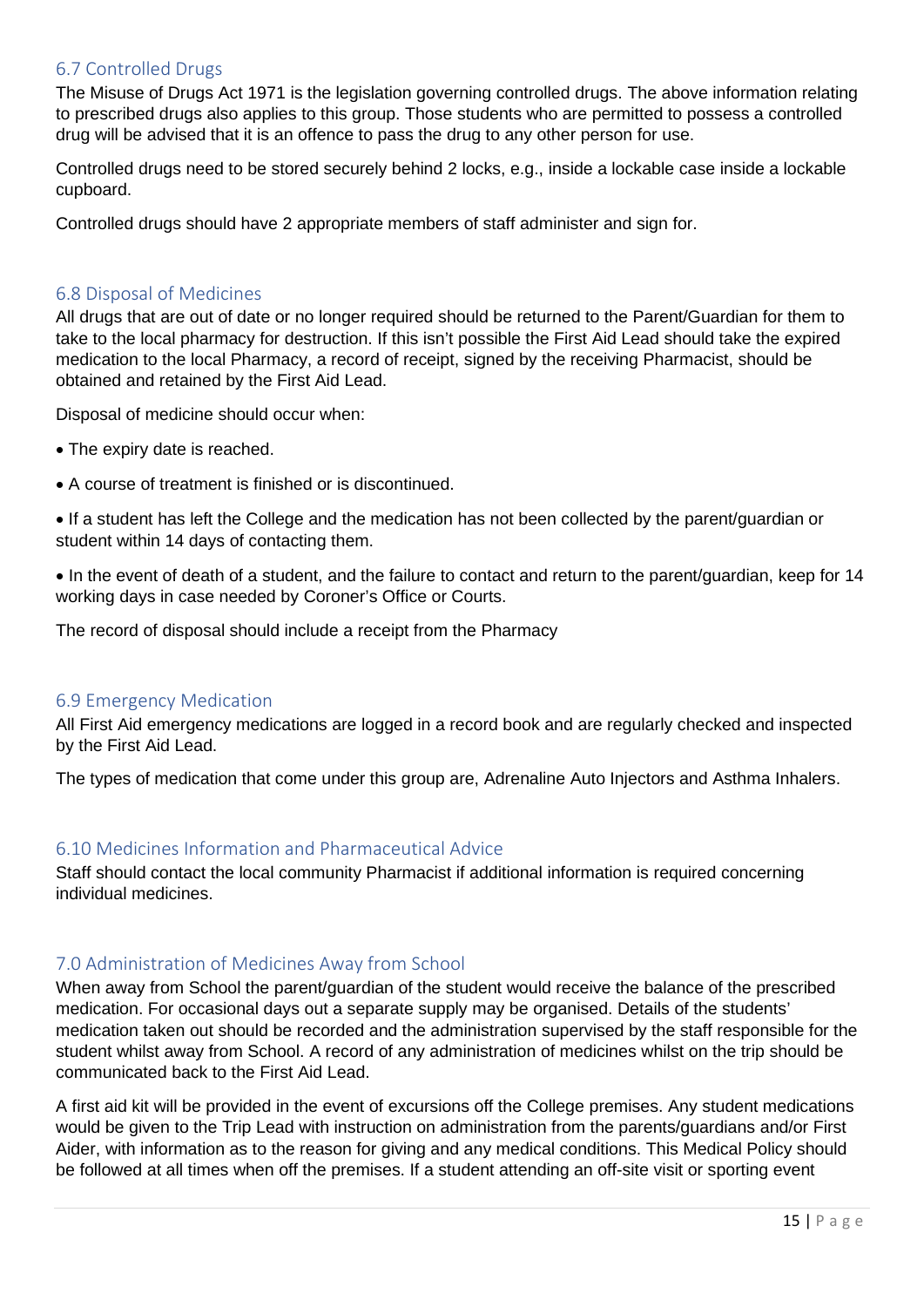### 6.7 Controlled Drugs

The Misuse of Drugs Act 1971 is the legislation governing controlled drugs. The above information relating to prescribed drugs also applies to this group. Those students who are permitted to possess a controlled drug will be advised that it is an offence to pass the drug to any other person for use.

Controlled drugs need to be stored securely behind 2 locks, e.g., inside a lockable case inside a lockable cupboard.

Controlled drugs should have 2 appropriate members of staff administer and sign for.

### 6.8 Disposal of Medicines

All drugs that are out of date or no longer required should be returned to the Parent/Guardian for them to take to the local pharmacy for destruction. If this isn't possible the First Aid Lead should take the expired medication to the local Pharmacy, a record of receipt, signed by the receiving Pharmacist, should be obtained and retained by the First Aid Lead.

Disposal of medicine should occur when:

- The expiry date is reached.
- A course of treatment is finished or is discontinued.
- If a student has left the College and the medication has not been collected by the parent/guardian or student within 14 days of contacting them.
- In the event of death of a student, and the failure to contact and return to the parent/guardian, keep for 14 working days in case needed by Coroner's Office or Courts.

The record of disposal should include a receipt from the Pharmacy

### 6.9 Emergency Medication

All First Aid emergency medications are logged in a record book and are regularly checked and inspected by the First Aid Lead.

The types of medication that come under this group are, Adrenaline Auto Injectors and Asthma Inhalers.

### 6.10 Medicines Information and Pharmaceutical Advice

Staff should contact the local community Pharmacist if additional information is required concerning individual medicines.

## 7.0 Administration of Medicines Away from School

When away from School the parent/guardian of the student would receive the balance of the prescribed medication. For occasional days out a separate supply may be organised. Details of the students' medication taken out should be recorded and the administration supervised by the staff responsible for the student whilst away from School. A record of any administration of medicines whilst on the trip should be communicated back to the First Aid Lead.

A first aid kit will be provided in the event of excursions off the College premises. Any student medications would be given to the Trip Lead with instruction on administration from the parents/guardians and/or First Aider, with information as to the reason for giving and any medical conditions. This Medical Policy should be followed at all times when off the premises. If a student attending an off-site visit or sporting event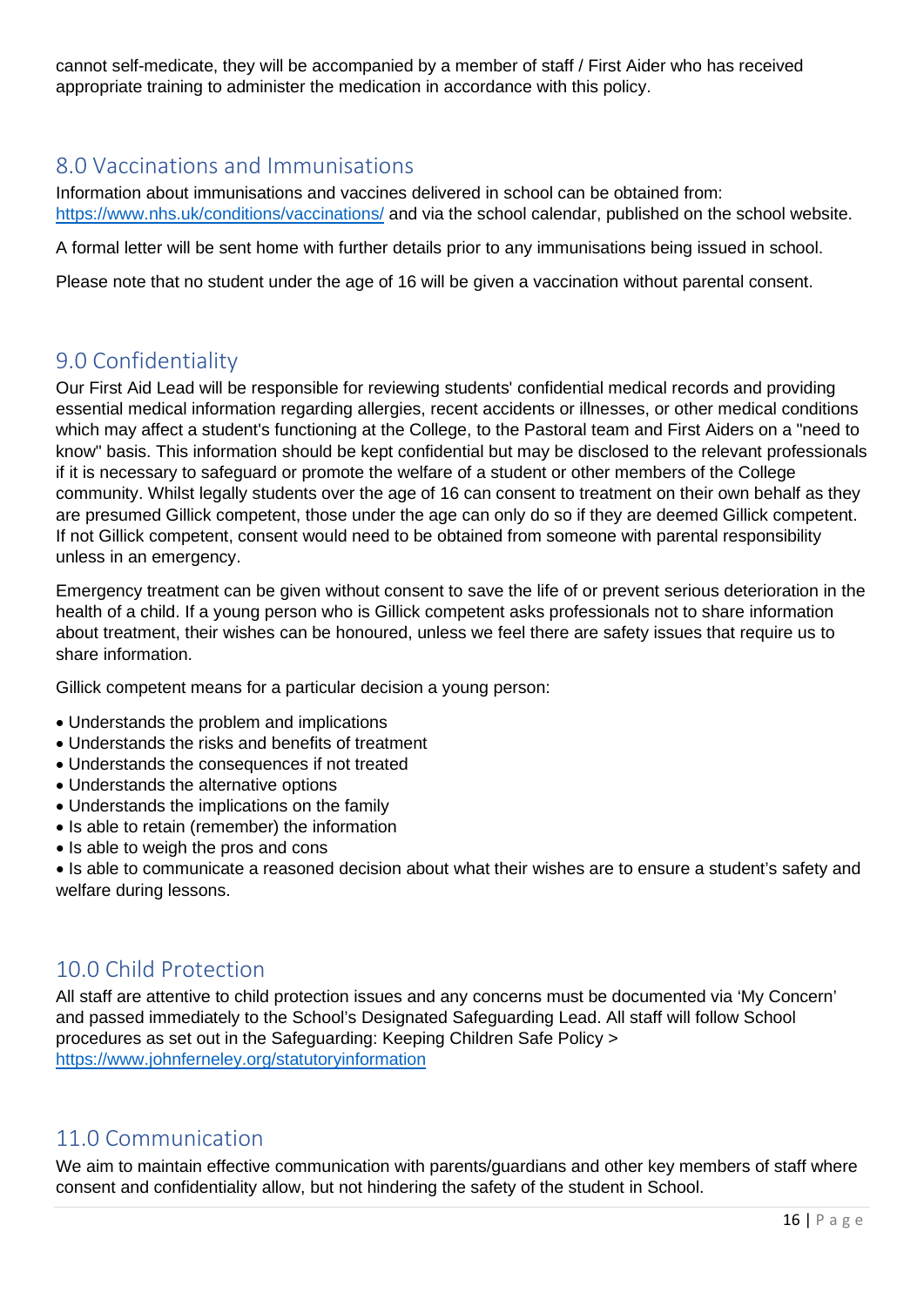cannot self-medicate, they will be accompanied by a member of staff / First Aider who has received appropriate training to administer the medication in accordance with this policy.

## 8.0 Vaccinations and Immunisations

Information about immunisations and vaccines delivered in school can be obtained from: https://www.nhs.uk/conditions/vaccinations/ and via the school calendar, published on the school website.

A formal letter will be sent home with further details prior to any immunisations being issued in school.

Please note that no student under the age of 16 will be given a vaccination without parental consent.

## 9.0 Confidentiality

Our First Aid Lead will be responsible for reviewing students' confidential medical records and providing essential medical information regarding allergies, recent accidents or illnesses, or other medical conditions which may affect a student's functioning at the College, to the Pastoral team and First Aiders on a "need to know" basis. This information should be kept confidential but may be disclosed to the relevant professionals if it is necessary to safeguard or promote the welfare of a student or other members of the College community. Whilst legally students over the age of 16 can consent to treatment on their own behalf as they are presumed Gillick competent, those under the age can only do so if they are deemed Gillick competent. If not Gillick competent, consent would need to be obtained from someone with parental responsibility unless in an emergency.

Emergency treatment can be given without consent to save the life of or prevent serious deterioration in the health of a child. If a young person who is Gillick competent asks professionals not to share information about treatment, their wishes can be honoured, unless we feel there are safety issues that require us to share information.

Gillick competent means for a particular decision a young person:

- Understands the problem and implications
- Understands the risks and benefits of treatment
- Understands the consequences if not treated
- Understands the alternative options
- Understands the implications on the family
- Is able to retain (remember) the information
- Is able to weigh the pros and cons
- Is able to communicate a reasoned decision about what their wishes are to ensure a student's safety and welfare during lessons.

## 10.0 Child Protection

All staff are attentive to child protection issues and any concerns must be documented via 'My Concern' and passed immediately to the School's Designated Safeguarding Lead. All staff will follow School procedures as set out in the Safeguarding: Keeping Children Safe Policy > https://www.johnferneley.org/statutoryinformation

## 11.0 Communication

We aim to maintain effective communication with parents/guardians and other key members of staff where consent and confidentiality allow, but not hindering the safety of the student in School.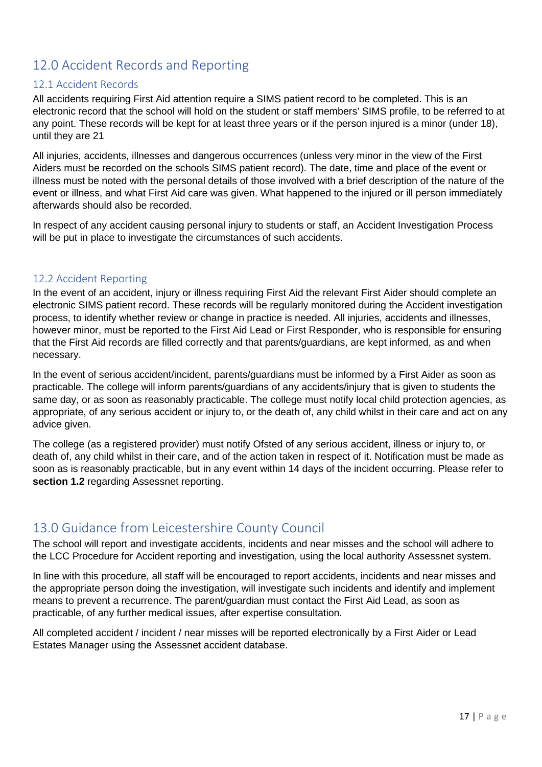## 12.0 Accident Records and Reporting

### 12.1 Accident Records

All accidents requiring First Aid attention require a SIMS patient record to be completed. This is an electronic record that the school will hold on the student or staff members' SIMS profile, to be referred to at any point. These records will be kept for at least three years or if the person injured is a minor (under 18), until they are 21

All injuries, accidents, illnesses and dangerous occurrences (unless very minor in the view of the First Aiders must be recorded on the schools SIMS patient record). The date, time and place of the event or illness must be noted with the personal details of those involved with a brief description of the nature of the event or illness, and what First Aid care was given. What happened to the injured or ill person immediately afterwards should also be recorded.

In respect of any accident causing personal injury to students or staff, an Accident Investigation Process will be put in place to investigate the circumstances of such accidents.

### 12.2 Accident Reporting

In the event of an accident, injury or illness requiring First Aid the relevant First Aider should complete an electronic SIMS patient record. These records will be regularly monitored during the Accident investigation process, to identify whether review or change in practice is needed. All injuries, accidents and illnesses, however minor, must be reported to the First Aid Lead or First Responder, who is responsible for ensuring that the First Aid records are filled correctly and that parents/guardians, are kept informed, as and when necessary.

In the event of serious accident/incident, parents/guardians must be informed by a First Aider as soon as practicable. The college will inform parents/guardians of any accidents/injury that is given to students the same day, or as soon as reasonably practicable. The college must notify local child protection agencies, as appropriate, of any serious accident or injury to, or the death of, any child whilst in their care and act on any advice given.

The college (as a registered provider) must notify Ofsted of any serious accident, illness or injury to, or death of, any child whilst in their care, and of the action taken in respect of it. Notification must be made as soon as is reasonably practicable, but in any event within 14 days of the incident occurring. Please refer to **section 1.2** regarding Assessnet reporting.

## 13.0 Guidance from Leicestershire County Council

The school will report and investigate accidents, incidents and near misses and the school will adhere to the LCC Procedure for Accident reporting and investigation, using the local authority Assessnet system.

In line with this procedure, all staff will be encouraged to report accidents, incidents and near misses and the appropriate person doing the investigation, will investigate such incidents and identify and implement means to prevent a recurrence. The parent/guardian must contact the First Aid Lead, as soon as practicable, of any further medical issues, after expertise consultation.

All completed accident / incident / near misses will be reported electronically by a First Aider or Lead Estates Manager using the Assessnet accident database.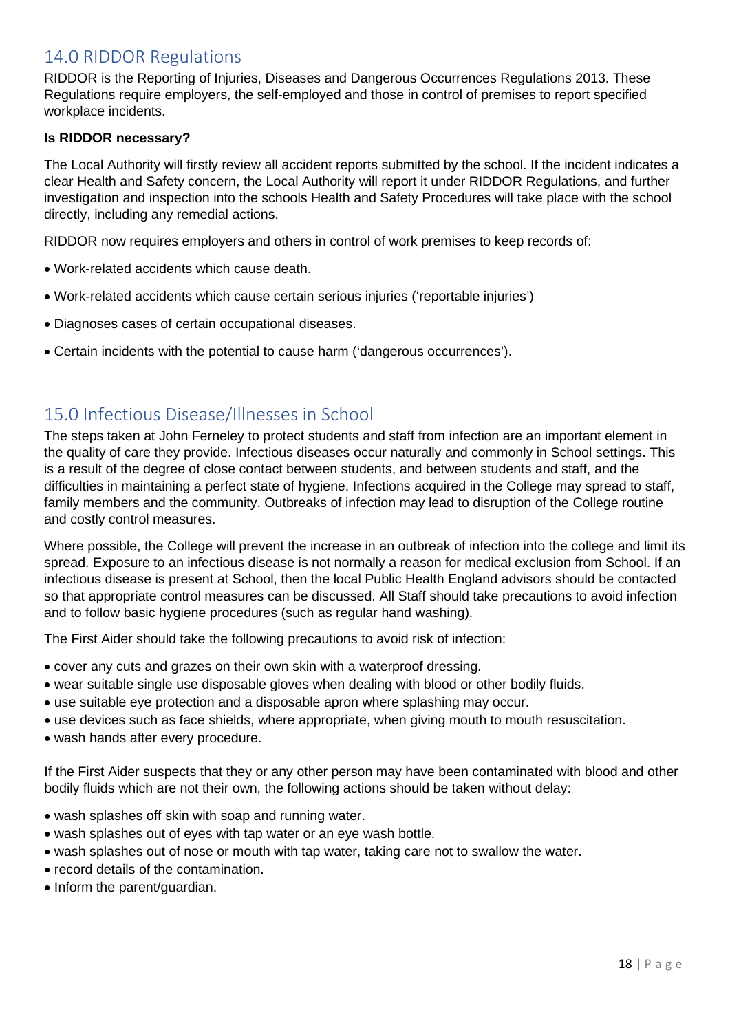## 14.0 RIDDOR Regulations

RIDDOR is the Reporting of Injuries, Diseases and Dangerous Occurrences Regulations 2013. These Regulations require employers, the self-employed and those in control of premises to report specified workplace incidents.

**Is RIDDOR necessary?**

The Local Authority will firstly review all accident reports submitted by the school. If the incident indicates a clear Health and Safety concern, the Local Authority will report it under RIDDOR Regulations, and further investigation and inspection into the schools Health and Safety Procedures will take place with the school directly, including any remedial actions.

RIDDOR now requires employers and others in control of work premises to keep records of:

- Work-related accidents which cause death.
- Work-related accidents which cause certain serious injuries ('reportable injuries')
- Diagnoses cases of certain occupational diseases.
- Certain incidents with the potential to cause harm ('dangerous occurrences').

## 15.0 Infectious Disease/Illnesses in School

The steps taken at John Ferneley to protect students and staff from infection are an important element in the quality of care they provide. Infectious diseases occur naturally and commonly in School settings. This is a result of the degree of close contact between students, and between students and staff, and the difficulties in maintaining a perfect state of hygiene. Infections acquired in the College may spread to staff, family members and the community. Outbreaks of infection may lead to disruption of the College routine and costly control measures.

Where possible, the College will prevent the increase in an outbreak of infection into the college and limit its spread. Exposure to an infectious disease is not normally a reason for medical exclusion from School. If an infectious disease is present at School, then the local Public Health England advisors should be contacted so that appropriate control measures can be discussed. All Staff should take precautions to avoid infection and to follow basic hygiene procedures (such as regular hand washing).

The First Aider should take the following precautions to avoid risk of infection:

- cover any cuts and grazes on their own skin with a waterproof dressing.
- wear suitable single use disposable gloves when dealing with blood or other bodily fluids.
- use suitable eye protection and a disposable apron where splashing may occur.
- use devices such as face shields, where appropriate, when giving mouth to mouth resuscitation.
- wash hands after every procedure.

If the First Aider suspects that they or any other person may have been contaminated with blood and other bodily fluids which are not their own, the following actions should be taken without delay:

- wash splashes off skin with soap and running water.
- wash splashes out of eyes with tap water or an eye wash bottle.
- wash splashes out of nose or mouth with tap water, taking care not to swallow the water.
- record details of the contamination.
- Inform the parent/guardian.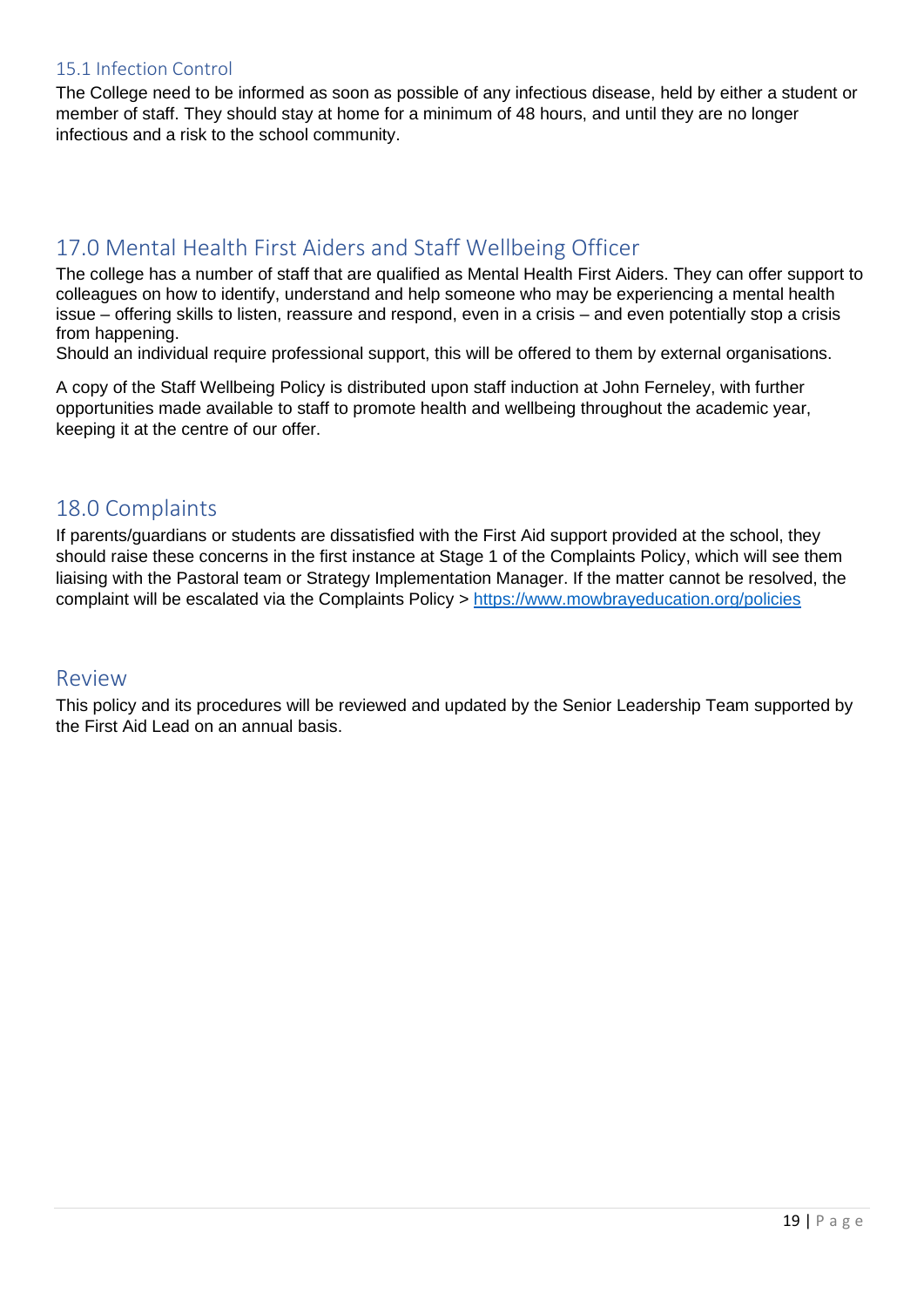### 15.1 Infection Control

The College need to be informed as soon as possible of any infectious disease, held by either a student or member of staff. They should stay at home for a minimum of 48 hours, and until they are no longer infectious and a risk to the school community.

## 17.0 Mental Health First Aiders and Staff Wellbeing Officer

The college has a number of staff that are qualified as Mental Health First Aiders. They can offer support to colleagues on how to identify, understand and help someone who may be experiencing a mental health issue – offering skills to listen, reassure and respond, even in a crisis – and even potentially stop a crisis from happening.
Should an individual require professional support, this will be offered to them by external organisations.

A copy of the Staff Wellbeing Policy is distributed upon staff induction at John Ferneley, with further opportunities made available to staff to promote health and wellbeing throughout the academic year, keeping it at the centre of our offer.

## 18.0 Complaints

If parents/guardians or students are dissatisfied with the First Aid support provided at the school, they should raise these concerns in the first instance at Stage 1 of the Complaints Policy, which will see them liaising with the Pastoral team or Strategy Implementation Manager. If the matter cannot be resolved, the complaint will be escalated via the Complaints Policy > [https://www.mowbrayeducation.org/policies](https://www.mowbrayeducation.org/policies)

## Review

This policy and its procedures will be reviewed and updated by the Senior Leadership Team supported by the First Aid Lead on an annual basis.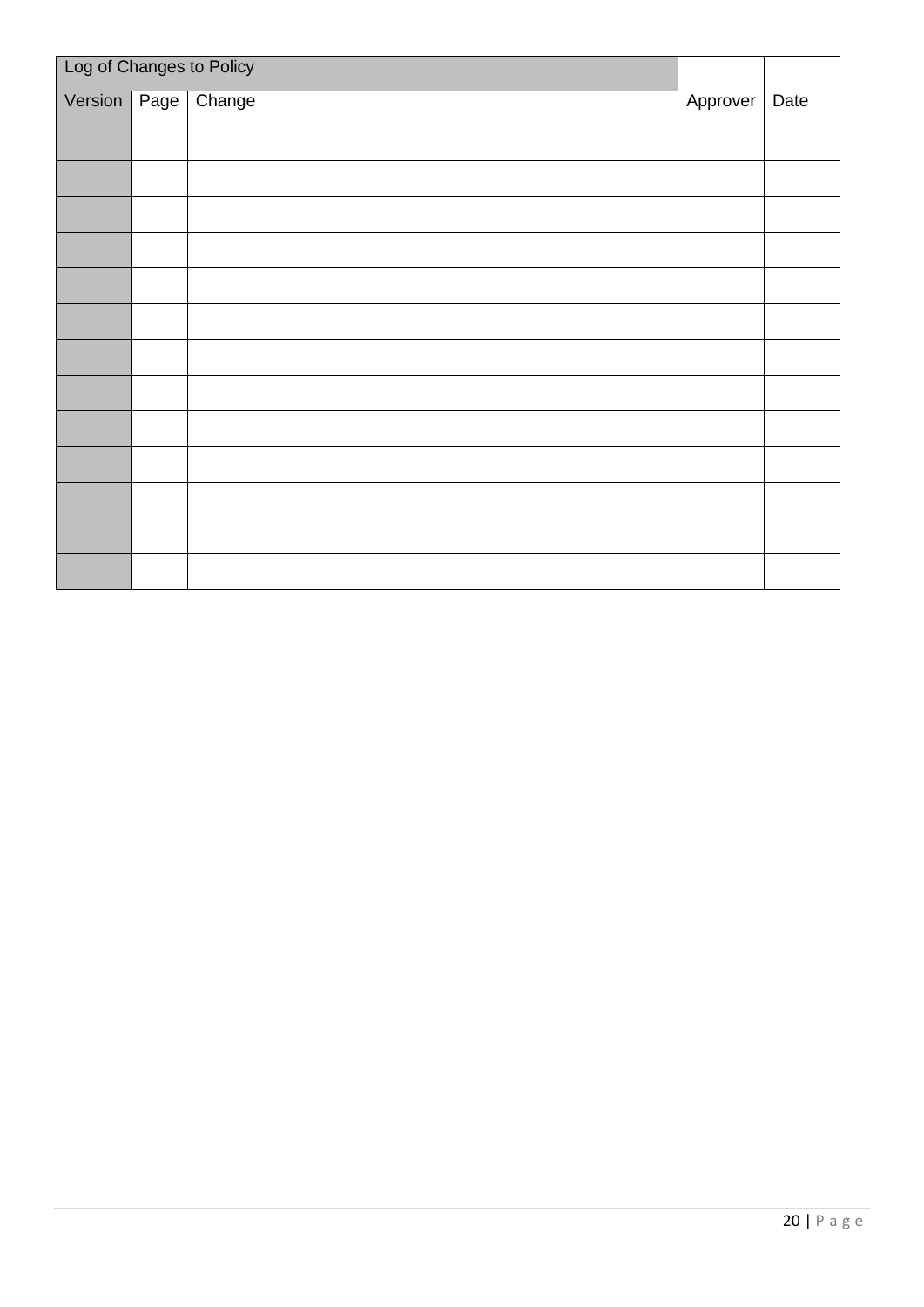| Log of Changes to Policy | | | | |
|---|---|---|---|---|
| Version | Page | Change | Approver | Date |
| | | | | |
| | | | | |
| | | | | |
| | | | | |
| | | | | |
| | | | | |
| | | | | |
| | | | | |
| | | | | |
| | | | | |
| | | | | |
| | | | | |
| | | | | |